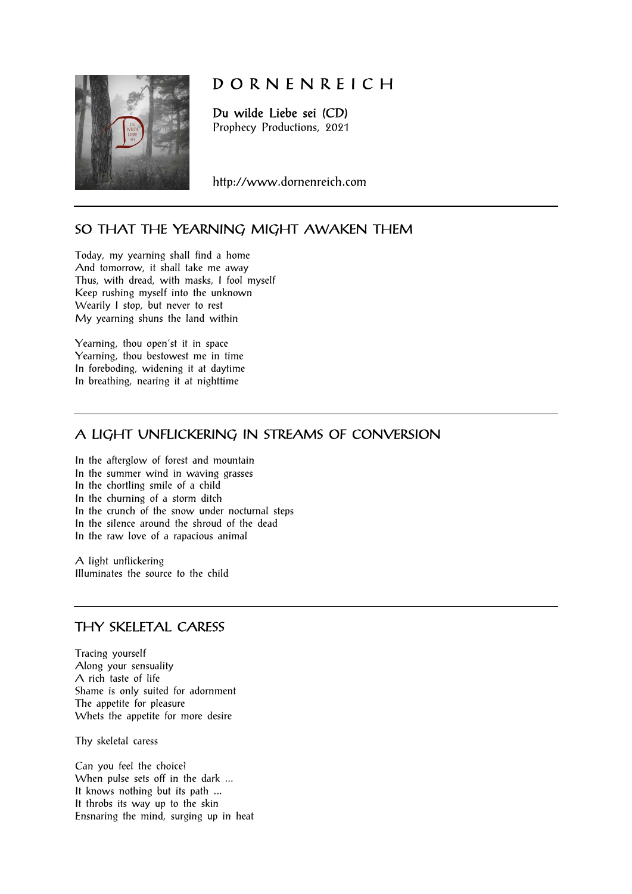# D O R N E N R E I C H

**Du wilde Liebe sei (CD)**
Prophecy Productions, 2021

http://www.dornenreich.com

---

## SO THAT THE YEARNING MIGHT AWAKEN THEM

Today, my yearning shall find a home
And tomorrow, it shall take me away
Thus, with dread, with masks, I fool myself
Keep rushing myself into the unknown
Wearily I stop, but never to rest
My yearning shuns the land within

Yearning, thou open'st it in space
Yearning, thou bestowest me in time
In foreboding, widening it at daytime
In breathing, nearing it at nighttime

---

## A LIGHT UNFLICKERING IN STREAMS OF CONVERSION

In the afterglow of forest and mountain
In the summer wind in waving grasses
In the chortling smile of a child
In the churning of a storm ditch
In the crunch of the snow under nocturnal steps
In the silence around the shroud of the dead
In the raw love of a rapacious animal

A light unflickering
Illuminates the source to the child

---

## THY SKELETAL CARESS

Tracing yourself
Along your sensuality
A rich taste of life
Shame is only suited for adornment
The appetite for pleasure
Whets the appetite for more desire

Thy skeletal caress

Can you feel the choice?
When pulse sets off in the dark ...
It knows nothing but its path ...
It throbs its way up to the skin
Ensnaring the mind, surging up in heat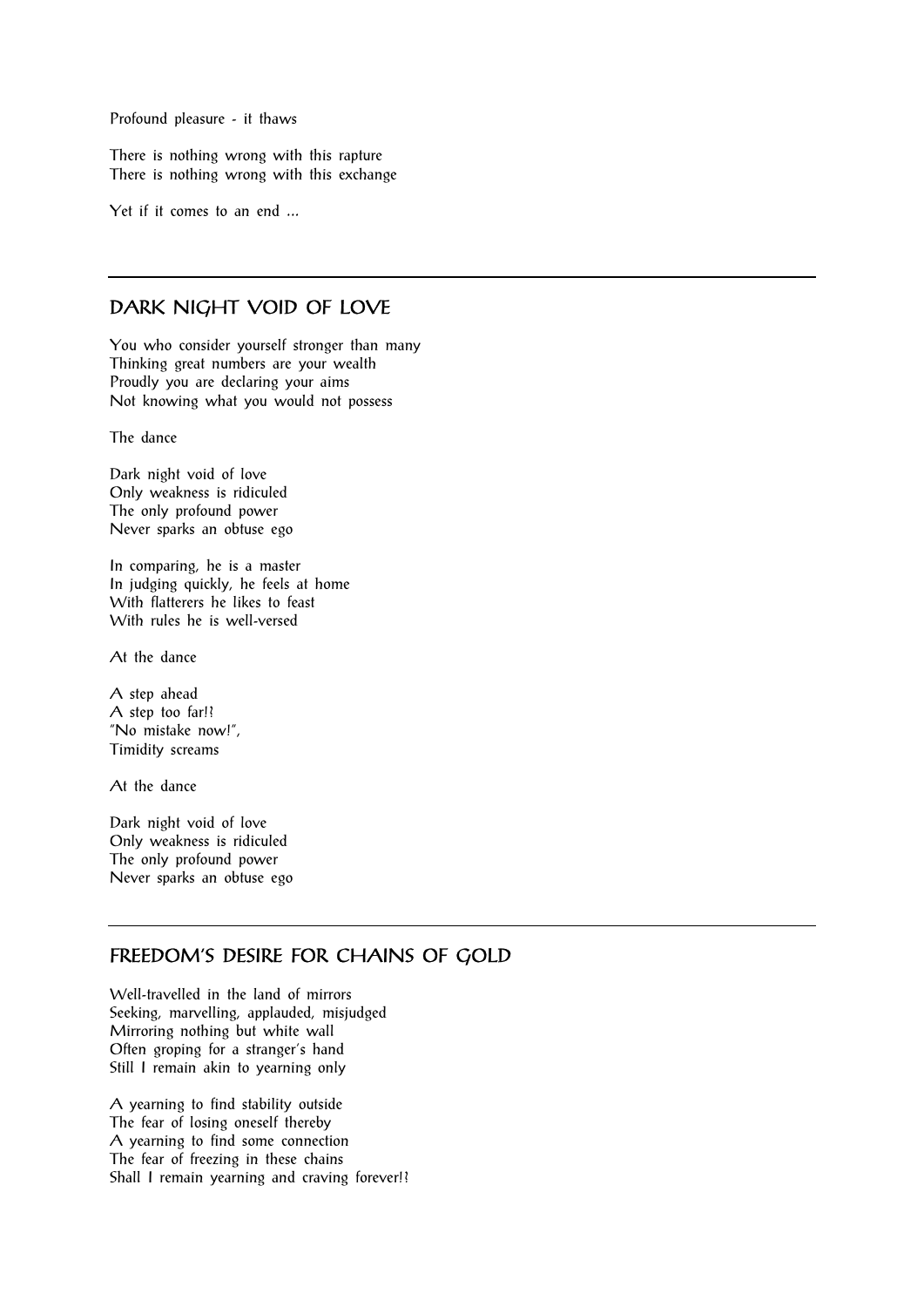Profound pleasure - it thaws

There is nothing wrong with this rapture  
There is nothing wrong with this exchange

Yet if it comes to an end ...

---

## DARK NIGHT VOID OF LOVE

You who consider yourself stronger than many  
Thinking great numbers are your wealth  
Proudly you are declaring your aims  
Not knowing what you would not possess

The dance

Dark night void of love  
Only weakness is ridiculed  
The only profound power  
Never sparks an obtuse ego

In comparing, he is a master  
In judging quickly, he feels at home  
With flatterers he likes to feast  
With rules he is well-versed

At the dance

A step ahead  
A step too far!?  
"No mistake now!",  
Timidity screams

At the dance

Dark night void of love  
Only weakness is ridiculed  
The only profound power  
Never sparks an obtuse ego

---

## FREEDOM'S DESIRE FOR CHAINS OF GOLD

Well-travelled in the land of mirrors  
Seeking, marvelling, applauded, misjudged  
Mirroring nothing but white wall  
Often groping for a stranger's hand  
Still I remain akin to yearning only

A yearning to find stability outside  
The fear of losing oneself thereby  
A yearning to find some connection  
The fear of freezing in these chains  
Shall I remain yearning and craving forever!?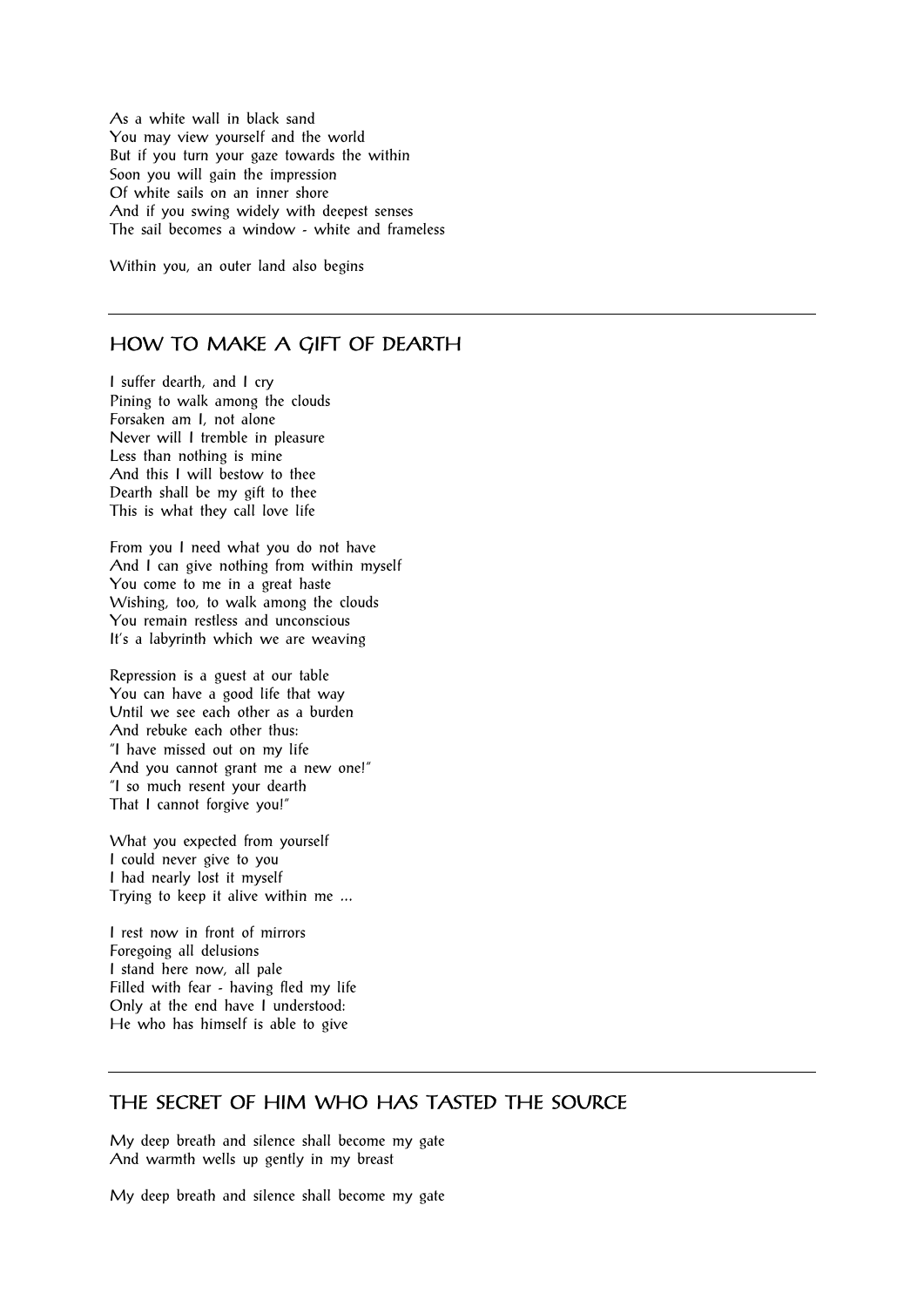As a white wall in black sand
You may view yourself and the world
But if you turn your gaze towards the within
Soon you will gain the impression
Of white sails on an inner shore
And if you swing widely with deepest senses
The sail becomes a window - white and frameless

Within you, an outer land also begins

---

## HOW TO MAKE A GIFT OF DEARTH

I suffer dearth, and I cry
Pining to walk among the clouds
Forsaken am I, not alone
Never will I tremble in pleasure
Less than nothing is mine
And this I will bestow to thee
Dearth shall be my gift to thee
This is what they call love life

From you I need what you do not have
And I can give nothing from within myself
You come to me in a great haste
Wishing, too, to walk among the clouds
You remain restless and unconscious
It's a labyrinth which we are weaving

Repression is a guest at our table
You can have a good life that way
Until we see each other as a burden
And rebuke each other thus:
"I have missed out on my life
And you cannot grant me a new one!"
"I so much resent your dearth
That I cannot forgive you!"

What you expected from yourself
I could never give to you
I had nearly lost it myself
Trying to keep it alive within me ...

I rest now in front of mirrors
Foregoing all delusions
I stand here now, all pale
Filled with fear - having fled my life
Only at the end have I understood:
He who has himself is able to give

---

## THE SECRET OF HIM WHO HAS TASTED THE SOURCE

My deep breath and silence shall become my gate
And warmth wells up gently in my breast

My deep breath and silence shall become my gate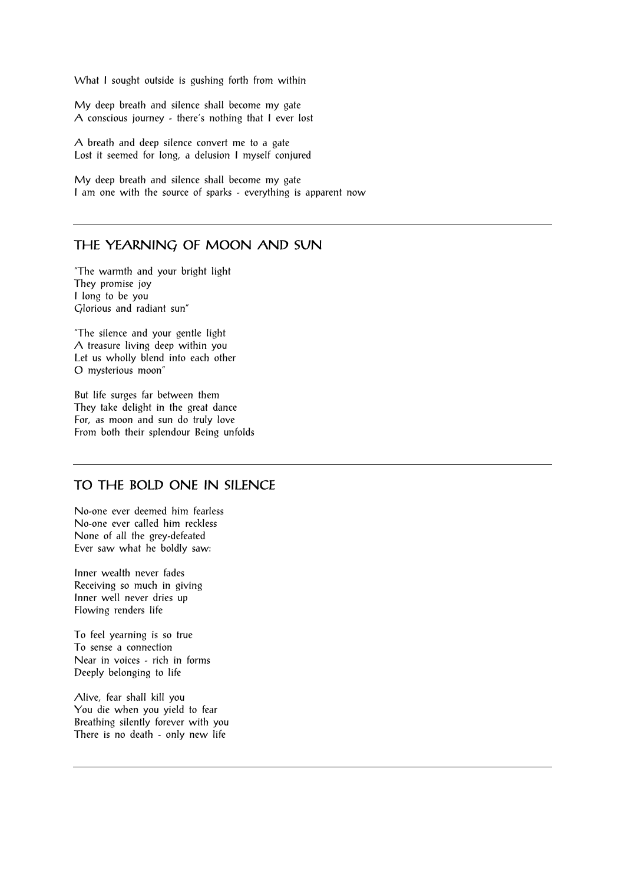What I sought outside is gushing forth from within

My deep breath and silence shall become my gate  
A conscious journey - there's nothing that I ever lost

A breath and deep silence convert me to a gate  
Lost it seemed for long, a delusion I myself conjured

My deep breath and silence shall become my gate  
I am one with the source of sparks - everything is apparent now

---

## THE YEARNING OF MOON AND SUN

"The warmth and your bright light  
They promise joy  
I long to be you  
Glorious and radiant sun"

"The silence and your gentle light  
A treasure living deep within you  
Let us wholly blend into each other  
O mysterious moon"

But life surges far between them  
They take delight in the great dance  
For, as moon and sun do truly love  
From both their splendour Being unfolds

---

## TO THE BOLD ONE IN SILENCE

No-one ever deemed him fearless  
No-one ever called him reckless  
None of all the grey-defeated  
Ever saw what he boldly saw:

Inner wealth never fades  
Receiving so much in giving  
Inner well never dries up  
Flowing renders life

To feel yearning is so true  
To sense a connection  
Near in voices - rich in forms  
Deeply belonging to life

Alive, fear shall kill you  
You die when you yield to fear  
Breathing silently forever with you  
There is no death - only new life

---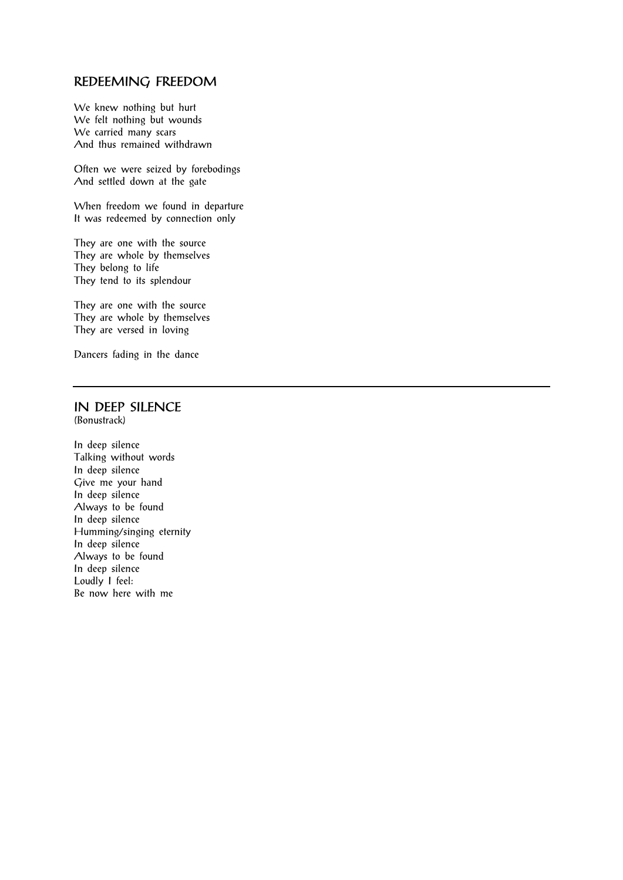## REDEEMING FREEDOM

We knew nothing but hurt
We felt nothing but wounds
We carried many scars
And thus remained withdrawn

Often we were seized by forebodings
And settled down at the gate

When freedom we found in departure
It was redeemed by connection only

They are one with the source
They are whole by themselves
They belong to life
They tend to its splendour

They are one with the source
They are whole by themselves
They are versed in loving

Dancers fading in the dance

---

## IN DEEP SILENCE
(Bonustrack)

In deep silence
Talking without words
In deep silence
Give me your hand
In deep silence
Always to be found
In deep silence
Humming/singing eternity
In deep silence
Always to be found
In deep silence
Loudly I feel:
Be now here with me